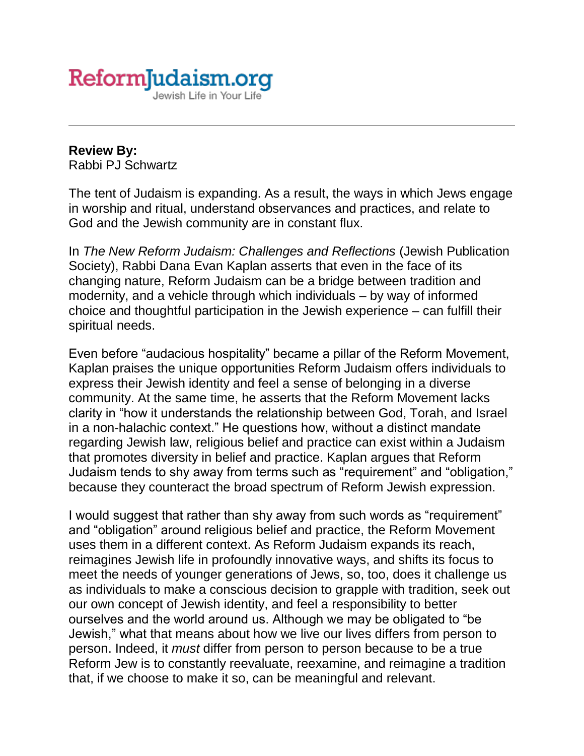ReformJudaism.org
Jewish Life in Your Life

**Review By:**
Rabbi PJ Schwartz

The tent of Judaism is expanding. As a result, the ways in which Jews engage in worship and ritual, understand observances and practices, and relate to God and the Jewish community are in constant flux.

In *The New Reform Judaism: Challenges and Reflections* (Jewish Publication Society), Rabbi Dana Evan Kaplan asserts that even in the face of its changing nature, Reform Judaism can be a bridge between tradition and modernity, and a vehicle through which individuals – by way of informed choice and thoughtful participation in the Jewish experience – can fulfill their spiritual needs.

Even before "audacious hospitality" became a pillar of the Reform Movement, Kaplan praises the unique opportunities Reform Judaism offers individuals to express their Jewish identity and feel a sense of belonging in a diverse community. At the same time, he asserts that the Reform Movement lacks clarity in "how it understands the relationship between God, Torah, and Israel in a non-halachic context." He questions how, without a distinct mandate regarding Jewish law, religious belief and practice can exist within a Judaism that promotes diversity in belief and practice. Kaplan argues that Reform Judaism tends to shy away from terms such as "requirement" and "obligation," because they counteract the broad spectrum of Reform Jewish expression.

I would suggest that rather than shy away from such words as "requirement" and "obligation" around religious belief and practice, the Reform Movement uses them in a different context. As Reform Judaism expands its reach, reimagines Jewish life in profoundly innovative ways, and shifts its focus to meet the needs of younger generations of Jews, so, too, does it challenge us as individuals to make a conscious decision to grapple with tradition, seek out our own concept of Jewish identity, and feel a responsibility to better ourselves and the world around us. Although we may be obligated to "be Jewish," what that means about how we live our lives differs from person to person. Indeed, it *must* differ from person to person because to be a true Reform Jew is to constantly reevaluate, reexamine, and reimagine a tradition that, if we choose to make it so, can be meaningful and relevant.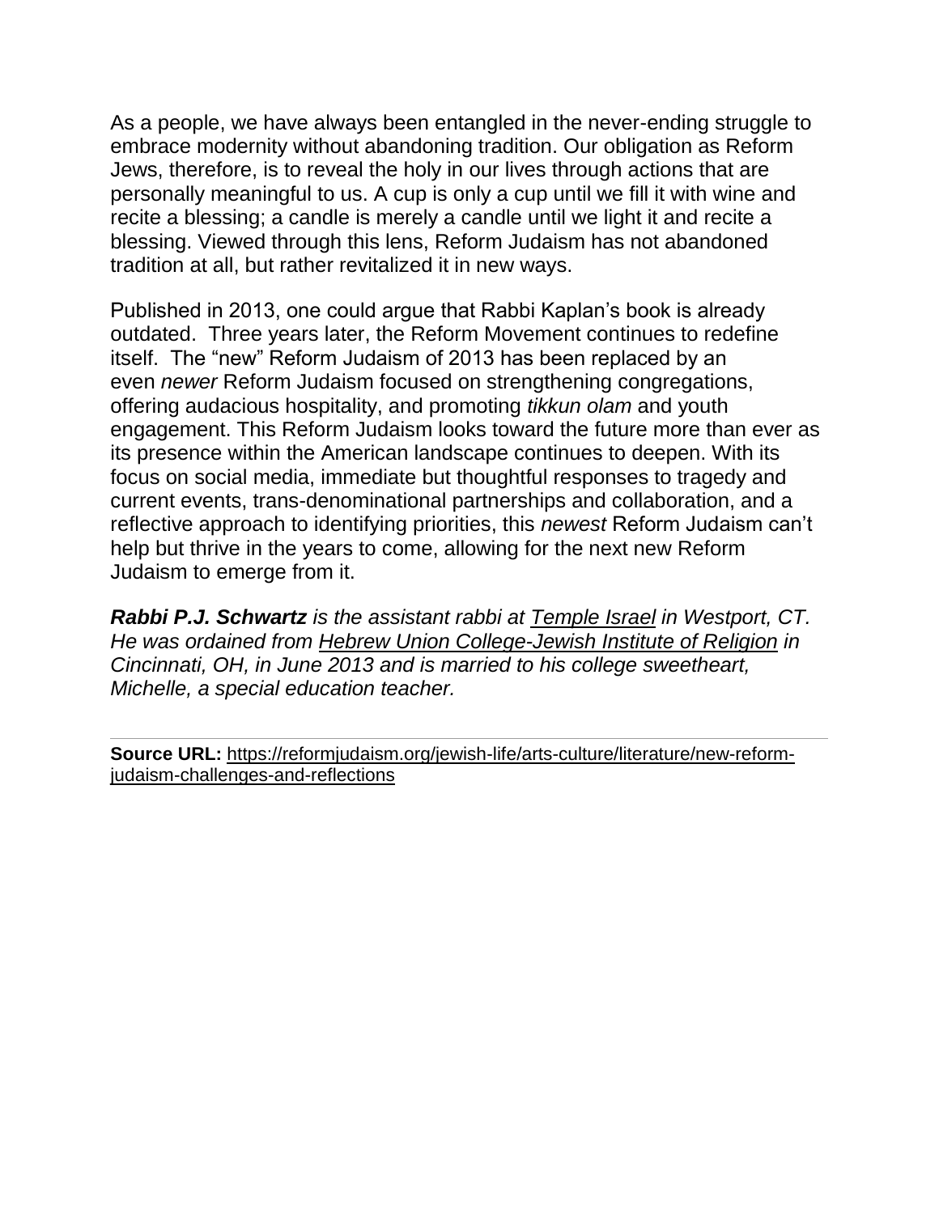As a people, we have always been entangled in the never-ending struggle to embrace modernity without abandoning tradition. Our obligation as Reform Jews, therefore, is to reveal the holy in our lives through actions that are personally meaningful to us. A cup is only a cup until we fill it with wine and recite a blessing; a candle is merely a candle until we light it and recite a blessing. Viewed through this lens, Reform Judaism has not abandoned tradition at all, but rather revitalized it in new ways.

Published in 2013, one could argue that Rabbi Kaplan's book is already outdated. Three years later, the Reform Movement continues to redefine itself. The "new" Reform Judaism of 2013 has been replaced by an even *newer* Reform Judaism focused on strengthening congregations, offering audacious hospitality, and promoting *tikkun olam* and youth engagement. This Reform Judaism looks toward the future more than ever as its presence within the American landscape continues to deepen. With its focus on social media, immediate but thoughtful responses to tragedy and current events, trans-denominational partnerships and collaboration, and a reflective approach to identifying priorities, this *newest* Reform Judaism can't help but thrive in the years to come, allowing for the next new Reform Judaism to emerge from it.

***Rabbi P.J. Schwartz*** *is the assistant rabbi at Temple Israel in Westport, CT. He was ordained from Hebrew Union College-Jewish Institute of Religion in Cincinnati, OH, in June 2013 and is married to his college sweetheart, Michelle, a special education teacher.*

---

**Source URL:** https://reformjudaism.org/jewish-life/arts-culture/literature/new-reform-judaism-challenges-and-reflections